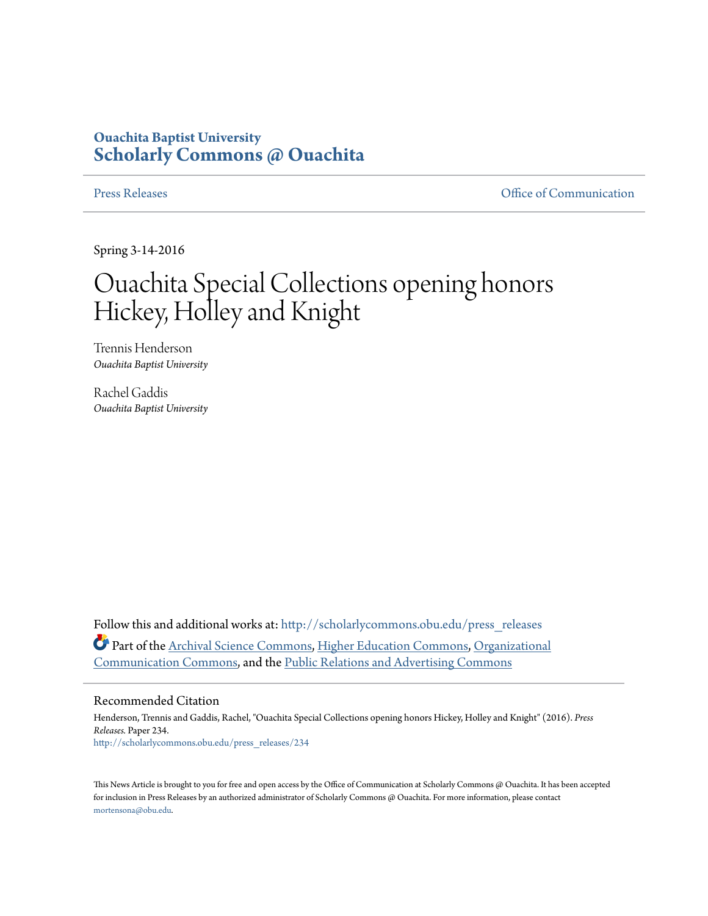**Ouachita Baptist University**
**Scholarly Commons @ Ouachita**

Press Releases | Office of Communication

Spring 3-14-2016

# Ouachita Special Collections opening honors Hickey, Holley and Knight

Trennis Henderson
*Ouachita Baptist University*

Rachel Gaddis
*Ouachita Baptist University*

Follow this and additional works at: http://scholarlycommons.obu.edu/press_releases

Part of the Archival Science Commons, Higher Education Commons, Organizational Communication Commons, and the Public Relations and Advertising Commons

## Recommended Citation

Henderson, Trennis and Gaddis, Rachel, "Ouachita Special Collections opening honors Hickey, Holley and Knight" (2016). *Press Releases.* Paper 234.
http://scholarlycommons.obu.edu/press_releases/234

This News Article is brought to you for free and open access by the Office of Communication at Scholarly Commons @ Ouachita. It has been accepted for inclusion in Press Releases by an authorized administrator of Scholarly Commons @ Ouachita. For more information, please contact mortensona@obu.edu.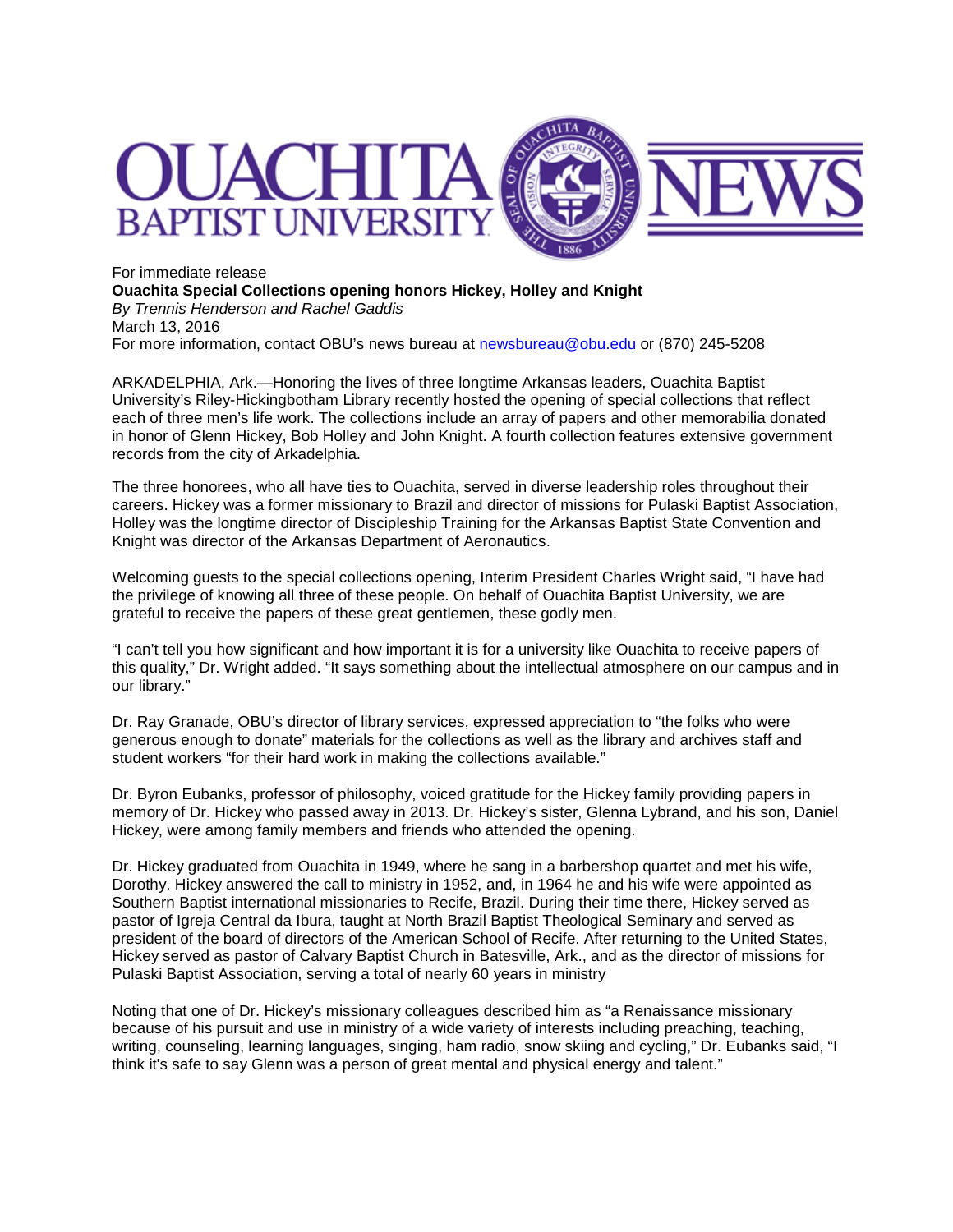# OUACHITA BAPTIST UNIVERSITY NEWS

For immediate release

**Ouachita Special Collections opening honors Hickey, Holley and Knight**

*By Trennis Henderson and Rachel Gaddis*

March 13, 2016

For more information, contact OBU's news bureau at newsbureau@obu.edu or (870) 245-5208

ARKADELPHIA, Ark.—Honoring the lives of three longtime Arkansas leaders, Ouachita Baptist University's Riley-Hickingbotham Library recently hosted the opening of special collections that reflect each of three men's life work. The collections include an array of papers and other memorabilia donated in honor of Glenn Hickey, Bob Holley and John Knight. A fourth collection features extensive government records from the city of Arkadelphia.

The three honorees, who all have ties to Ouachita, served in diverse leadership roles throughout their careers. Hickey was a former missionary to Brazil and director of missions for Pulaski Baptist Association, Holley was the longtime director of Discipleship Training for the Arkansas Baptist State Convention and Knight was director of the Arkansas Department of Aeronautics.

Welcoming guests to the special collections opening, Interim President Charles Wright said, "I have had the privilege of knowing all three of these people. On behalf of Ouachita Baptist University, we are grateful to receive the papers of these great gentlemen, these godly men.

"I can't tell you how significant and how important it is for a university like Ouachita to receive papers of this quality," Dr. Wright added. "It says something about the intellectual atmosphere on our campus and in our library."

Dr. Ray Granade, OBU's director of library services, expressed appreciation to "the folks who were generous enough to donate" materials for the collections as well as the library and archives staff and student workers "for their hard work in making the collections available."

Dr. Byron Eubanks, professor of philosophy, voiced gratitude for the Hickey family providing papers in memory of Dr. Hickey who passed away in 2013. Dr. Hickey's sister, Glenna Lybrand, and his son, Daniel Hickey, were among family members and friends who attended the opening.

Dr. Hickey graduated from Ouachita in 1949, where he sang in a barbershop quartet and met his wife, Dorothy. Hickey answered the call to ministry in 1952, and, in 1964 he and his wife were appointed as Southern Baptist international missionaries to Recife, Brazil. During their time there, Hickey served as pastor of Igreja Central da Ibura, taught at North Brazil Baptist Theological Seminary and served as president of the board of directors of the American School of Recife. After returning to the United States, Hickey served as pastor of Calvary Baptist Church in Batesville, Ark., and as the director of missions for Pulaski Baptist Association, serving a total of nearly 60 years in ministry

Noting that one of Dr. Hickey's missionary colleagues described him as "a Renaissance missionary because of his pursuit and use in ministry of a wide variety of interests including preaching, teaching, writing, counseling, learning languages, singing, ham radio, snow skiing and cycling," Dr. Eubanks said, "I think it's safe to say Glenn was a person of great mental and physical energy and talent."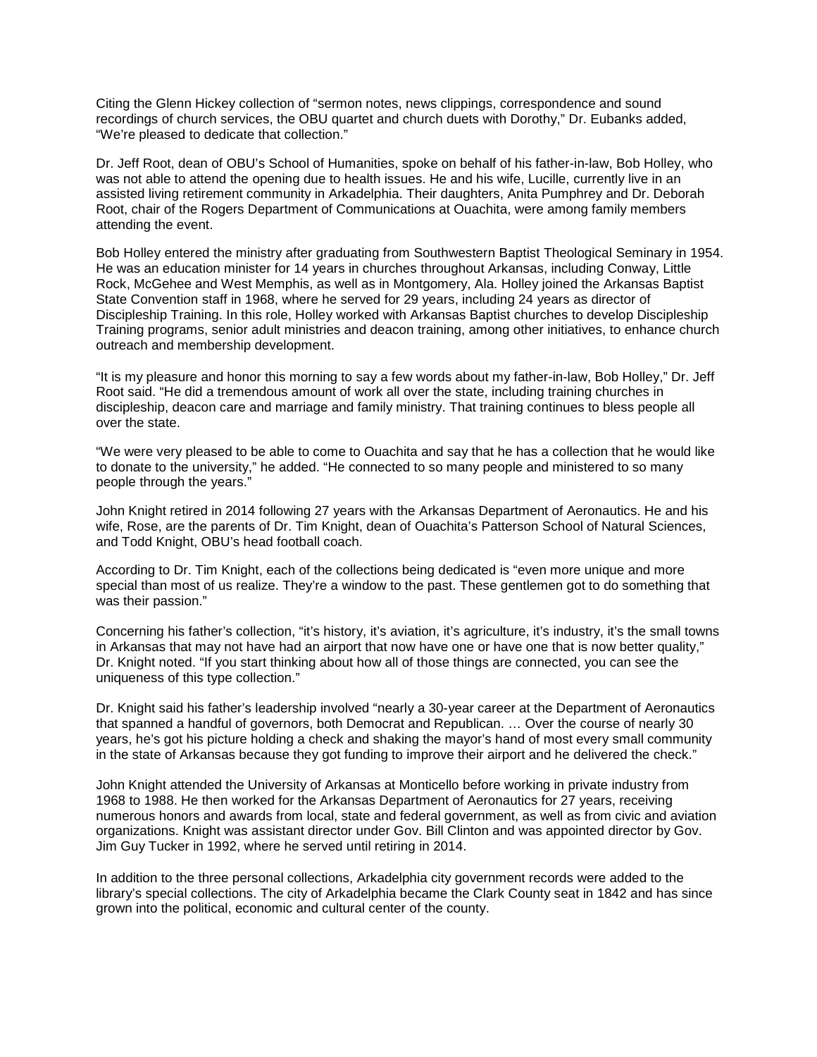Citing the Glenn Hickey collection of "sermon notes, news clippings, correspondence and sound recordings of church services, the OBU quartet and church duets with Dorothy," Dr. Eubanks added, "We're pleased to dedicate that collection."

Dr. Jeff Root, dean of OBU's School of Humanities, spoke on behalf of his father-in-law, Bob Holley, who was not able to attend the opening due to health issues. He and his wife, Lucille, currently live in an assisted living retirement community in Arkadelphia. Their daughters, Anita Pumphrey and Dr. Deborah Root, chair of the Rogers Department of Communications at Ouachita, were among family members attending the event.

Bob Holley entered the ministry after graduating from Southwestern Baptist Theological Seminary in 1954. He was an education minister for 14 years in churches throughout Arkansas, including Conway, Little Rock, McGehee and West Memphis, as well as in Montgomery, Ala. Holley joined the Arkansas Baptist State Convention staff in 1968, where he served for 29 years, including 24 years as director of Discipleship Training. In this role, Holley worked with Arkansas Baptist churches to develop Discipleship Training programs, senior adult ministries and deacon training, among other initiatives, to enhance church outreach and membership development.

"It is my pleasure and honor this morning to say a few words about my father-in-law, Bob Holley," Dr. Jeff Root said. "He did a tremendous amount of work all over the state, including training churches in discipleship, deacon care and marriage and family ministry. That training continues to bless people all over the state.

"We were very pleased to be able to come to Ouachita and say that he has a collection that he would like to donate to the university," he added. "He connected to so many people and ministered to so many people through the years."

John Knight retired in 2014 following 27 years with the Arkansas Department of Aeronautics. He and his wife, Rose, are the parents of Dr. Tim Knight, dean of Ouachita's Patterson School of Natural Sciences, and Todd Knight, OBU's head football coach.

According to Dr. Tim Knight, each of the collections being dedicated is "even more unique and more special than most of us realize. They're a window to the past. These gentlemen got to do something that was their passion."

Concerning his father's collection, "it's history, it's aviation, it's agriculture, it's industry, it's the small towns in Arkansas that may not have had an airport that now have one or have one that is now better quality," Dr. Knight noted. "If you start thinking about how all of those things are connected, you can see the uniqueness of this type collection."

Dr. Knight said his father's leadership involved "nearly a 30-year career at the Department of Aeronautics that spanned a handful of governors, both Democrat and Republican. … Over the course of nearly 30 years, he's got his picture holding a check and shaking the mayor's hand of most every small community in the state of Arkansas because they got funding to improve their airport and he delivered the check."

John Knight attended the University of Arkansas at Monticello before working in private industry from 1968 to 1988. He then worked for the Arkansas Department of Aeronautics for 27 years, receiving numerous honors and awards from local, state and federal government, as well as from civic and aviation organizations. Knight was assistant director under Gov. Bill Clinton and was appointed director by Gov. Jim Guy Tucker in 1992, where he served until retiring in 2014.

In addition to the three personal collections, Arkadelphia city government records were added to the library's special collections. The city of Arkadelphia became the Clark County seat in 1842 and has since grown into the political, economic and cultural center of the county.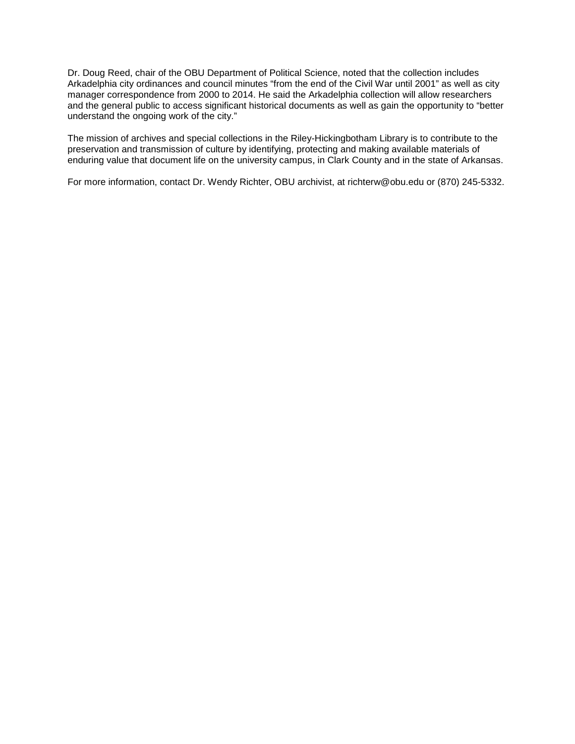Dr. Doug Reed, chair of the OBU Department of Political Science, noted that the collection includes Arkadelphia city ordinances and council minutes "from the end of the Civil War until 2001" as well as city manager correspondence from 2000 to 2014. He said the Arkadelphia collection will allow researchers and the general public to access significant historical documents as well as gain the opportunity to "better understand the ongoing work of the city."

The mission of archives and special collections in the Riley-Hickingbotham Library is to contribute to the preservation and transmission of culture by identifying, protecting and making available materials of enduring value that document life on the university campus, in Clark County and in the state of Arkansas.

For more information, contact Dr. Wendy Richter, OBU archivist, at richterw@obu.edu or (870) 245-5332.